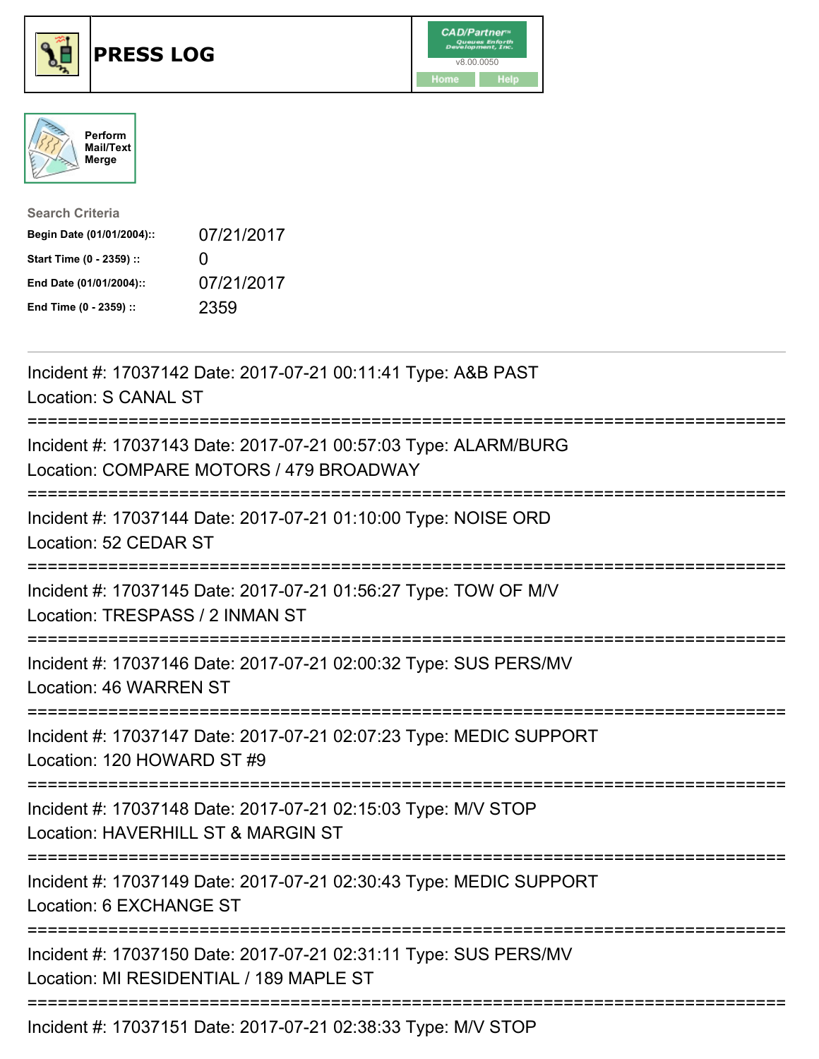# PRESS LOG

CAD/Partner
v8.00.0050
Home Help

Perform Mail/Text Merge

**Search Criteria**

| | |
|---|---|
| **Begin Date (01/01/2004)::** | 07/21/2017 |
| **Start Time (0 - 2359) ::** | 0 |
| **End Date (01/01/2004)::** | 07/21/2017 |
| **End Time (0 - 2359) ::** | 2359 |

---

Incident #: 17037142 Date: 2017-07-21 00:11:41 Type: A&B PAST
Location: S CANAL ST

===========================================================================

Incident #: 17037143 Date: 2017-07-21 00:57:03 Type: ALARM/BURG
Location: COMPARE MOTORS / 479 BROADWAY

===========================================================================

Incident #: 17037144 Date: 2017-07-21 01:10:00 Type: NOISE ORD
Location: 52 CEDAR ST

===========================================================================

Incident #: 17037145 Date: 2017-07-21 01:56:27 Type: TOW OF M/V
Location: TRESPASS / 2 INMAN ST

===========================================================================

Incident #: 17037146 Date: 2017-07-21 02:00:32 Type: SUS PERS/MV
Location: 46 WARREN ST

===========================================================================

Incident #: 17037147 Date: 2017-07-21 02:07:23 Type: MEDIC SUPPORT
Location: 120 HOWARD ST #9

===========================================================================

Incident #: 17037148 Date: 2017-07-21 02:15:03 Type: M/V STOP
Location: HAVERHILL ST & MARGIN ST

===========================================================================

Incident #: 17037149 Date: 2017-07-21 02:30:43 Type: MEDIC SUPPORT
Location: 6 EXCHANGE ST

===========================================================================

Incident #: 17037150 Date: 2017-07-21 02:31:11 Type: SUS PERS/MV
Location: MI RESIDENTIAL / 189 MAPLE ST

===========================================================================

Incident #: 17037151 Date: 2017-07-21 02:38:33 Type: M/V STOP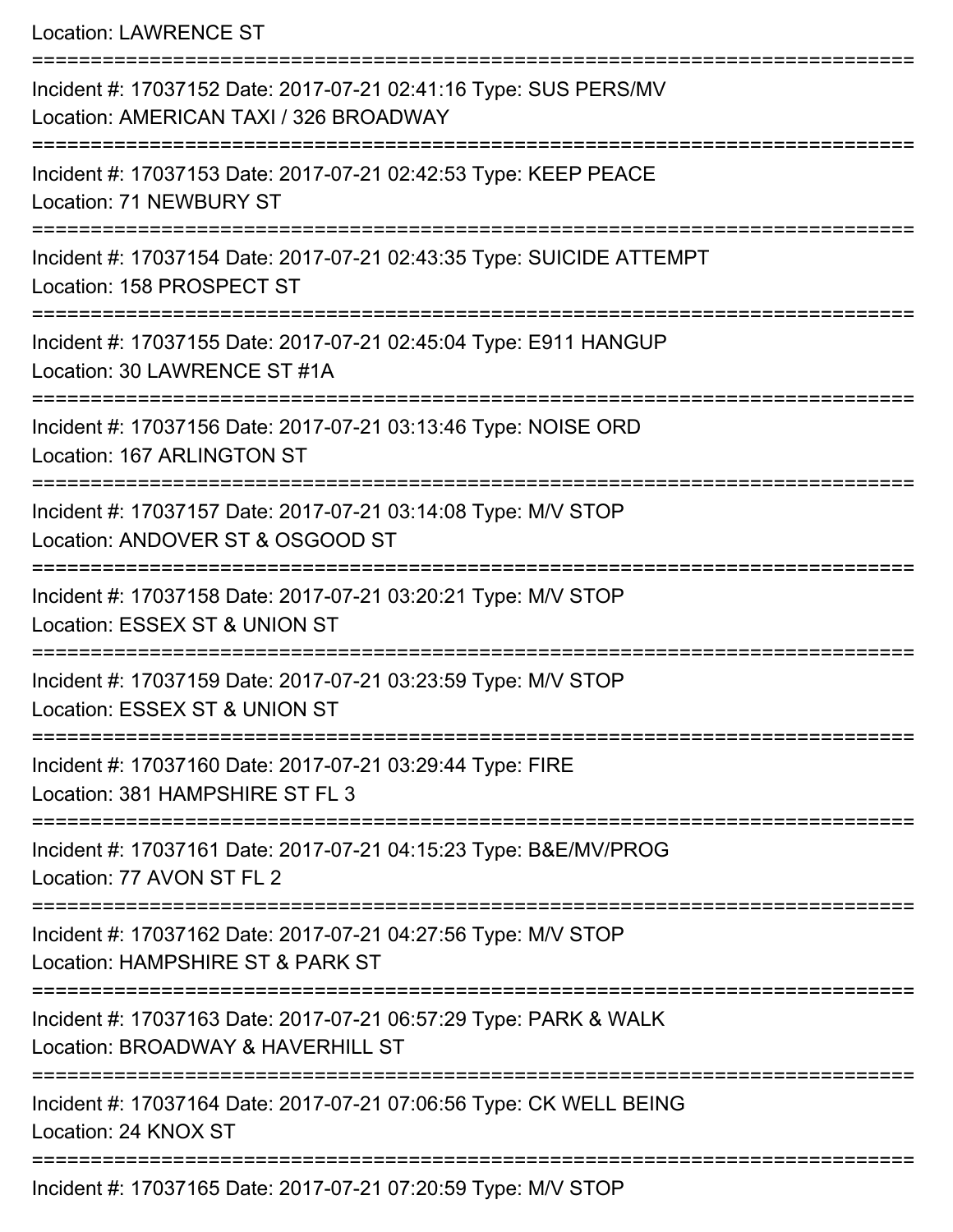Location: LAWRENCE ST

===========================================================================

Incident #: 17037152 Date: 2017-07-21 02:41:16 Type: SUS PERS/MV
Location: AMERICAN TAXI / 326 BROADWAY

===========================================================================

Incident #: 17037153 Date: 2017-07-21 02:42:53 Type: KEEP PEACE
Location: 71 NEWBURY ST

===========================================================================

Incident #: 17037154 Date: 2017-07-21 02:43:35 Type: SUICIDE ATTEMPT
Location: 158 PROSPECT ST

===========================================================================

Incident #: 17037155 Date: 2017-07-21 02:45:04 Type: E911 HANGUP
Location: 30 LAWRENCE ST #1A

===========================================================================

Incident #: 17037156 Date: 2017-07-21 03:13:46 Type: NOISE ORD
Location: 167 ARLINGTON ST

===========================================================================

Incident #: 17037157 Date: 2017-07-21 03:14:08 Type: M/V STOP
Location: ANDOVER ST & OSGOOD ST

===========================================================================

Incident #: 17037158 Date: 2017-07-21 03:20:21 Type: M/V STOP
Location: ESSEX ST & UNION ST

===========================================================================

Incident #: 17037159 Date: 2017-07-21 03:23:59 Type: M/V STOP
Location: ESSEX ST & UNION ST

===========================================================================

Incident #: 17037160 Date: 2017-07-21 03:29:44 Type: FIRE
Location: 381 HAMPSHIRE ST FL 3

===========================================================================

Incident #: 17037161 Date: 2017-07-21 04:15:23 Type: B&E/MV/PROG
Location: 77 AVON ST FL 2

===========================================================================

Incident #: 17037162 Date: 2017-07-21 04:27:56 Type: M/V STOP
Location: HAMPSHIRE ST & PARK ST

===========================================================================

Incident #: 17037163 Date: 2017-07-21 06:57:29 Type: PARK & WALK
Location: BROADWAY & HAVERHILL ST

===========================================================================

Incident #: 17037164 Date: 2017-07-21 07:06:56 Type: CK WELL BEING
Location: 24 KNOX ST

===========================================================================

Incident #: 17037165 Date: 2017-07-21 07:20:59 Type: M/V STOP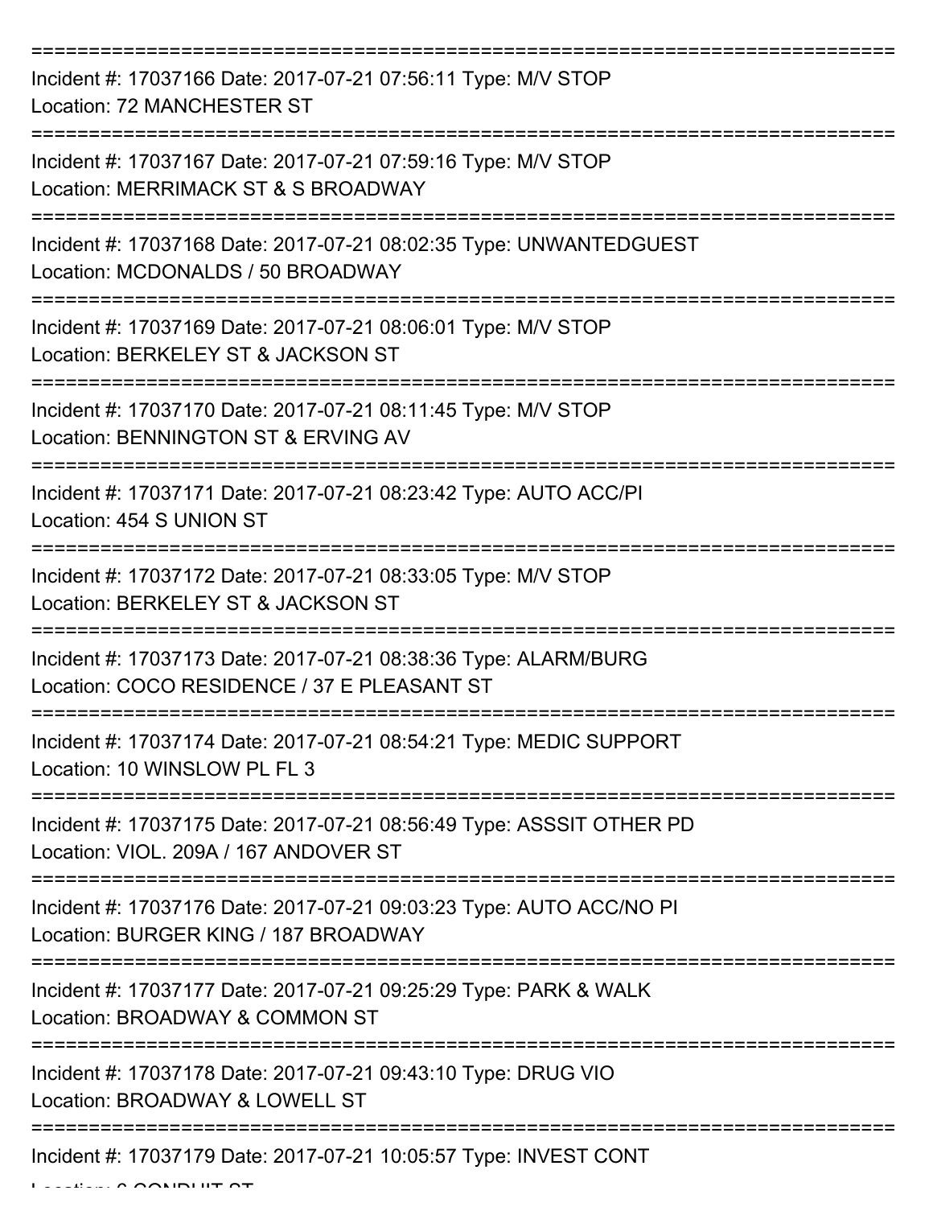===========================================================================

Incident #: 17037166 Date: 2017-07-21 07:56:11 Type: M/V STOP
Location: 72 MANCHESTER ST

===========================================================================

Incident #: 17037167 Date: 2017-07-21 07:59:16 Type: M/V STOP
Location: MERRIMACK ST & S BROADWAY

===========================================================================

Incident #: 17037168 Date: 2017-07-21 08:02:35 Type: UNWANTEDGUEST
Location: MCDONALDS / 50 BROADWAY

===========================================================================

Incident #: 17037169 Date: 2017-07-21 08:06:01 Type: M/V STOP
Location: BERKELEY ST & JACKSON ST

===========================================================================

Incident #: 17037170 Date: 2017-07-21 08:11:45 Type: M/V STOP
Location: BENNINGTON ST & ERVING AV

===========================================================================

Incident #: 17037171 Date: 2017-07-21 08:23:42 Type: AUTO ACC/PI
Location: 454 S UNION ST

===========================================================================

Incident #: 17037172 Date: 2017-07-21 08:33:05 Type: M/V STOP
Location: BERKELEY ST & JACKSON ST

===========================================================================

Incident #: 17037173 Date: 2017-07-21 08:38:36 Type: ALARM/BURG
Location: COCO RESIDENCE / 37 E PLEASANT ST

===========================================================================

Incident #: 17037174 Date: 2017-07-21 08:54:21 Type: MEDIC SUPPORT
Location: 10 WINSLOW PL FL 3

===========================================================================

Incident #: 17037175 Date: 2017-07-21 08:56:49 Type: ASSSIT OTHER PD
Location: VIOL. 209A / 167 ANDOVER ST

===========================================================================

Incident #: 17037176 Date: 2017-07-21 09:03:23 Type: AUTO ACC/NO PI
Location: BURGER KING / 187 BROADWAY

===========================================================================

Incident #: 17037177 Date: 2017-07-21 09:25:29 Type: PARK & WALK
Location: BROADWAY & COMMON ST

===========================================================================

Incident #: 17037178 Date: 2017-07-21 09:43:10 Type: DRUG VIO
Location: BROADWAY & LOWELL ST

===========================================================================

Incident #: 17037179 Date: 2017-07-21 10:05:57 Type: INVEST CONT
Location: 6 CONDUIT ST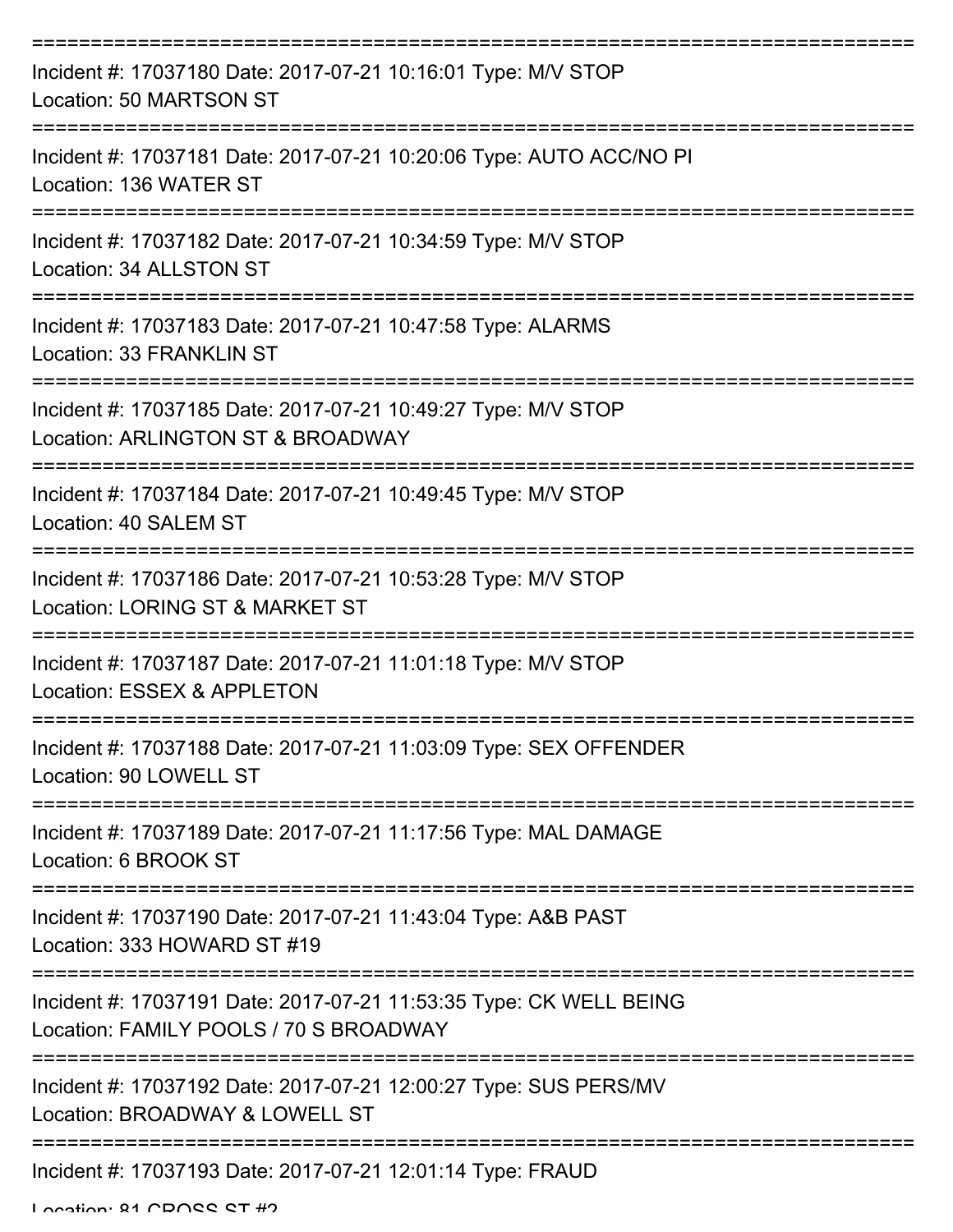Incident #: 17037180 Date: 2017-07-21 10:16:01 Type: M/V STOP
Location: 50 MARTSON ST

Incident #: 17037181 Date: 2017-07-21 10:20:06 Type: AUTO ACC/NO PI
Location: 136 WATER ST

Incident #: 17037182 Date: 2017-07-21 10:34:59 Type: M/V STOP
Location: 34 ALLSTON ST

Incident #: 17037183 Date: 2017-07-21 10:47:58 Type: ALARMS
Location: 33 FRANKLIN ST

Incident #: 17037185 Date: 2017-07-21 10:49:27 Type: M/V STOP
Location: ARLINGTON ST & BROADWAY

Incident #: 17037184 Date: 2017-07-21 10:49:45 Type: M/V STOP
Location: 40 SALEM ST

Incident #: 17037186 Date: 2017-07-21 10:53:28 Type: M/V STOP
Location: LORING ST & MARKET ST

Incident #: 17037187 Date: 2017-07-21 11:01:18 Type: M/V STOP
Location: ESSEX & APPLETON

Incident #: 17037188 Date: 2017-07-21 11:03:09 Type: SEX OFFENDER
Location: 90 LOWELL ST

Incident #: 17037189 Date: 2017-07-21 11:17:56 Type: MAL DAMAGE
Location: 6 BROOK ST

Incident #: 17037190 Date: 2017-07-21 11:43:04 Type: A&B PAST
Location: 333 HOWARD ST #19

Incident #: 17037191 Date: 2017-07-21 11:53:35 Type: CK WELL BEING
Location: FAMILY POOLS / 70 S BROADWAY

Incident #: 17037192 Date: 2017-07-21 12:00:27 Type: SUS PERS/MV
Location: BROADWAY & LOWELL ST

Incident #: 17037193 Date: 2017-07-21 12:01:14 Type: FRAUD
Location: 81 CROSS ST #2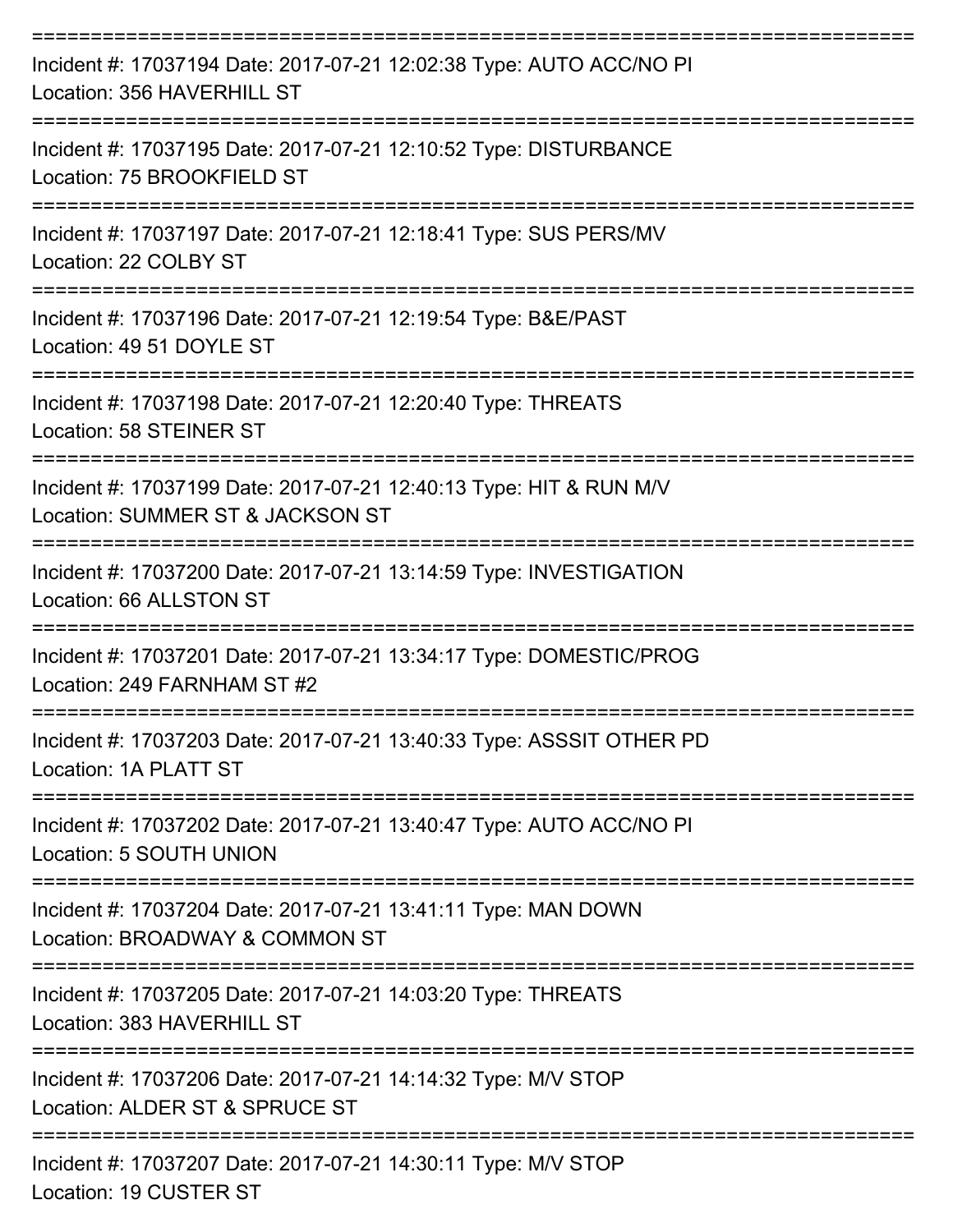===========================================================================

Incident #: 17037194 Date: 2017-07-21 12:02:38 Type: AUTO ACC/NO PI

Location: 356 HAVERHILL ST

===========================================================================

Incident #: 17037195 Date: 2017-07-21 12:10:52 Type: DISTURBANCE

Location: 75 BROOKFIELD ST

===========================================================================

Incident #: 17037197 Date: 2017-07-21 12:18:41 Type: SUS PERS/MV

Location: 22 COLBY ST

===========================================================================

Incident #: 17037196 Date: 2017-07-21 12:19:54 Type: B&E/PAST

Location: 49 51 DOYLE ST

===========================================================================

Incident #: 17037198 Date: 2017-07-21 12:20:40 Type: THREATS

Location: 58 STEINER ST

===========================================================================

Incident #: 17037199 Date: 2017-07-21 12:40:13 Type: HIT & RUN M/V

Location: SUMMER ST & JACKSON ST

===========================================================================

Incident #: 17037200 Date: 2017-07-21 13:14:59 Type: INVESTIGATION

Location: 66 ALLSTON ST

===========================================================================

Incident #: 17037201 Date: 2017-07-21 13:34:17 Type: DOMESTIC/PROG

Location: 249 FARNHAM ST #2

===========================================================================

Incident #: 17037203 Date: 2017-07-21 13:40:33 Type: ASSSIT OTHER PD

Location: 1A PLATT ST

===========================================================================

Incident #: 17037202 Date: 2017-07-21 13:40:47 Type: AUTO ACC/NO PI

Location: 5 SOUTH UNION

===========================================================================

Incident #: 17037204 Date: 2017-07-21 13:41:11 Type: MAN DOWN

Location: BROADWAY & COMMON ST

===========================================================================

Incident #: 17037205 Date: 2017-07-21 14:03:20 Type: THREATS

Location: 383 HAVERHILL ST

===========================================================================

Incident #: 17037206 Date: 2017-07-21 14:14:32 Type: M/V STOP

Location: ALDER ST & SPRUCE ST

===========================================================================

Incident #: 17037207 Date: 2017-07-21 14:30:11 Type: M/V STOP

Location: 19 CUSTER ST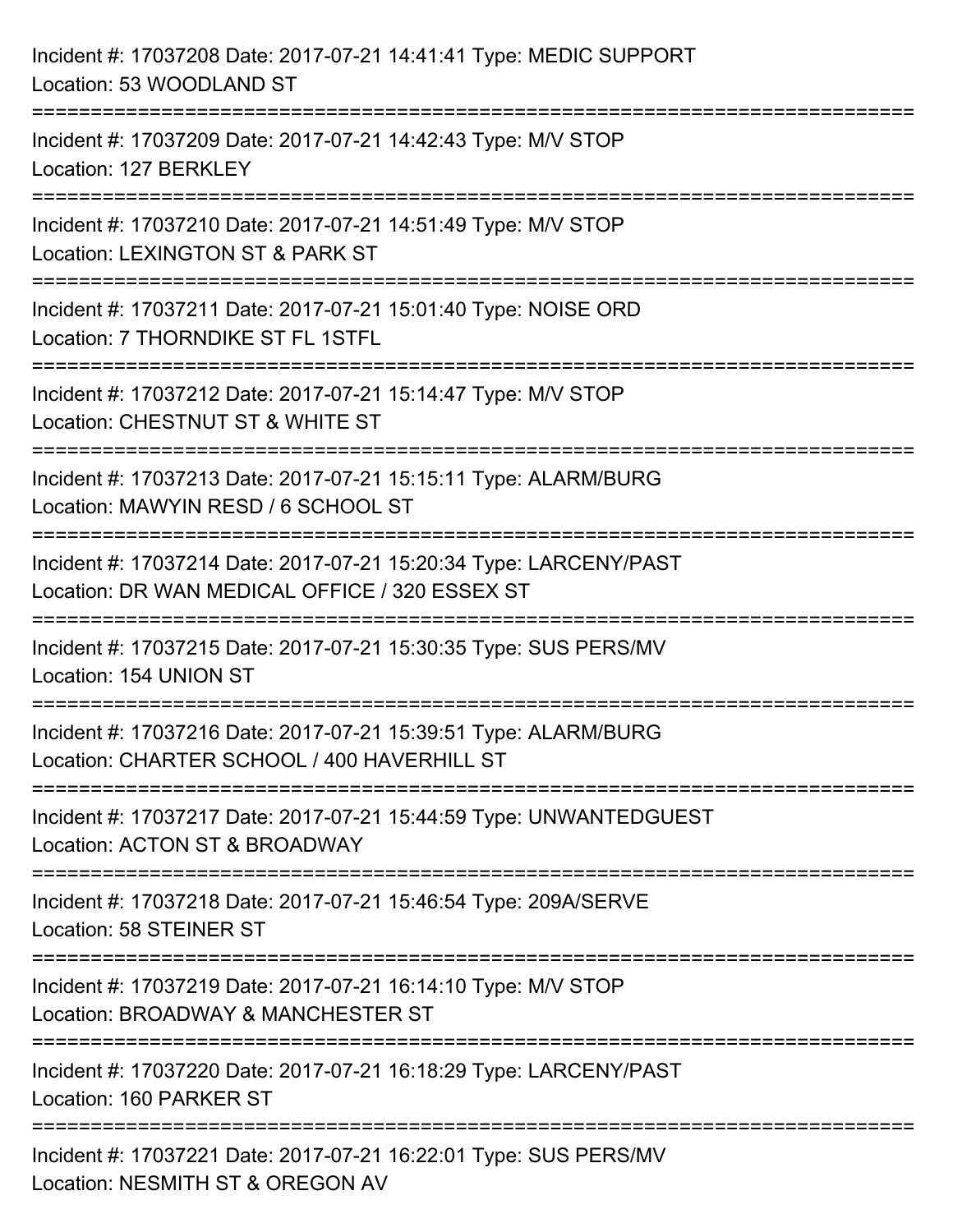Incident #: 17037208 Date: 2017-07-21 14:41:41 Type: MEDIC SUPPORT
Location: 53 WOODLAND ST

===========================================================================

Incident #: 17037209 Date: 2017-07-21 14:42:43 Type: M/V STOP
Location: 127 BERKLEY

===========================================================================

Incident #: 17037210 Date: 2017-07-21 14:51:49 Type: M/V STOP
Location: LEXINGTON ST & PARK ST

===========================================================================

Incident #: 17037211 Date: 2017-07-21 15:01:40 Type: NOISE ORD
Location: 7 THORNDIKE ST FL 1STFL

===========================================================================

Incident #: 17037212 Date: 2017-07-21 15:14:47 Type: M/V STOP
Location: CHESTNUT ST & WHITE ST

===========================================================================

Incident #: 17037213 Date: 2017-07-21 15:15:11 Type: ALARM/BURG
Location: MAWYIN RESD / 6 SCHOOL ST

===========================================================================

Incident #: 17037214 Date: 2017-07-21 15:20:34 Type: LARCENY/PAST
Location: DR WAN MEDICAL OFFICE / 320 ESSEX ST

===========================================================================

Incident #: 17037215 Date: 2017-07-21 15:30:35 Type: SUS PERS/MV
Location: 154 UNION ST

===========================================================================

Incident #: 17037216 Date: 2017-07-21 15:39:51 Type: ALARM/BURG
Location: CHARTER SCHOOL / 400 HAVERHILL ST

===========================================================================

Incident #: 17037217 Date: 2017-07-21 15:44:59 Type: UNWANTEDGUEST
Location: ACTON ST & BROADWAY

===========================================================================

Incident #: 17037218 Date: 2017-07-21 15:46:54 Type: 209A/SERVE
Location: 58 STEINER ST

===========================================================================

Incident #: 17037219 Date: 2017-07-21 16:14:10 Type: M/V STOP
Location: BROADWAY & MANCHESTER ST

===========================================================================

Incident #: 17037220 Date: 2017-07-21 16:18:29 Type: LARCENY/PAST
Location: 160 PARKER ST

===========================================================================

Incident #: 17037221 Date: 2017-07-21 16:22:01 Type: SUS PERS/MV
Location: NESMITH ST & OREGON AV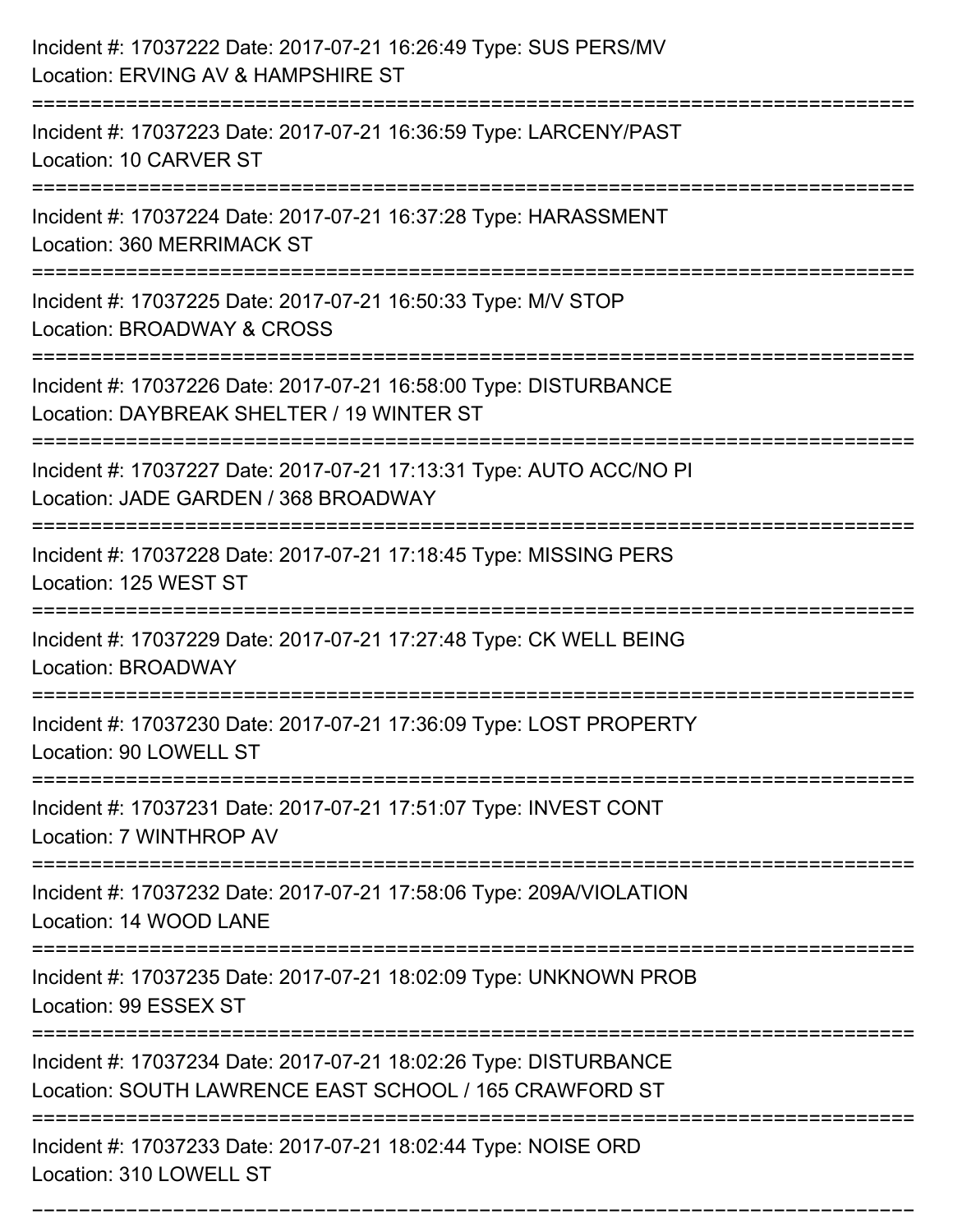Incident #: 17037222 Date: 2017-07-21 16:26:49 Type: SUS PERS/MV
Location: ERVING AV & HAMPSHIRE ST

===========================================================================

Incident #: 17037223 Date: 2017-07-21 16:36:59 Type: LARCENY/PAST
Location: 10 CARVER ST

===========================================================================

Incident #: 17037224 Date: 2017-07-21 16:37:28 Type: HARASSMENT
Location: 360 MERRIMACK ST

===========================================================================

Incident #: 17037225 Date: 2017-07-21 16:50:33 Type: M/V STOP
Location: BROADWAY & CROSS

===========================================================================

Incident #: 17037226 Date: 2017-07-21 16:58:00 Type: DISTURBANCE
Location: DAYBREAK SHELTER / 19 WINTER ST

===========================================================================

Incident #: 17037227 Date: 2017-07-21 17:13:31 Type: AUTO ACC/NO PI
Location: JADE GARDEN / 368 BROADWAY

===========================================================================

Incident #: 17037228 Date: 2017-07-21 17:18:45 Type: MISSING PERS
Location: 125 WEST ST

===========================================================================

Incident #: 17037229 Date: 2017-07-21 17:27:48 Type: CK WELL BEING
Location: BROADWAY

===========================================================================

Incident #: 17037230 Date: 2017-07-21 17:36:09 Type: LOST PROPERTY
Location: 90 LOWELL ST

===========================================================================

Incident #: 17037231 Date: 2017-07-21 17:51:07 Type: INVEST CONT
Location: 7 WINTHROP AV

===========================================================================

Incident #: 17037232 Date: 2017-07-21 17:58:06 Type: 209A/VIOLATION
Location: 14 WOOD LANE

===========================================================================

Incident #: 17037235 Date: 2017-07-21 18:02:09 Type: UNKNOWN PROB
Location: 99 ESSEX ST

===========================================================================

Incident #: 17037234 Date: 2017-07-21 18:02:26 Type: DISTURBANCE
Location: SOUTH LAWRENCE EAST SCHOOL / 165 CRAWFORD ST

===========================================================================

Incident #: 17037233 Date: 2017-07-21 18:02:44 Type: NOISE ORD
Location: 310 LOWELL ST

===========================================================================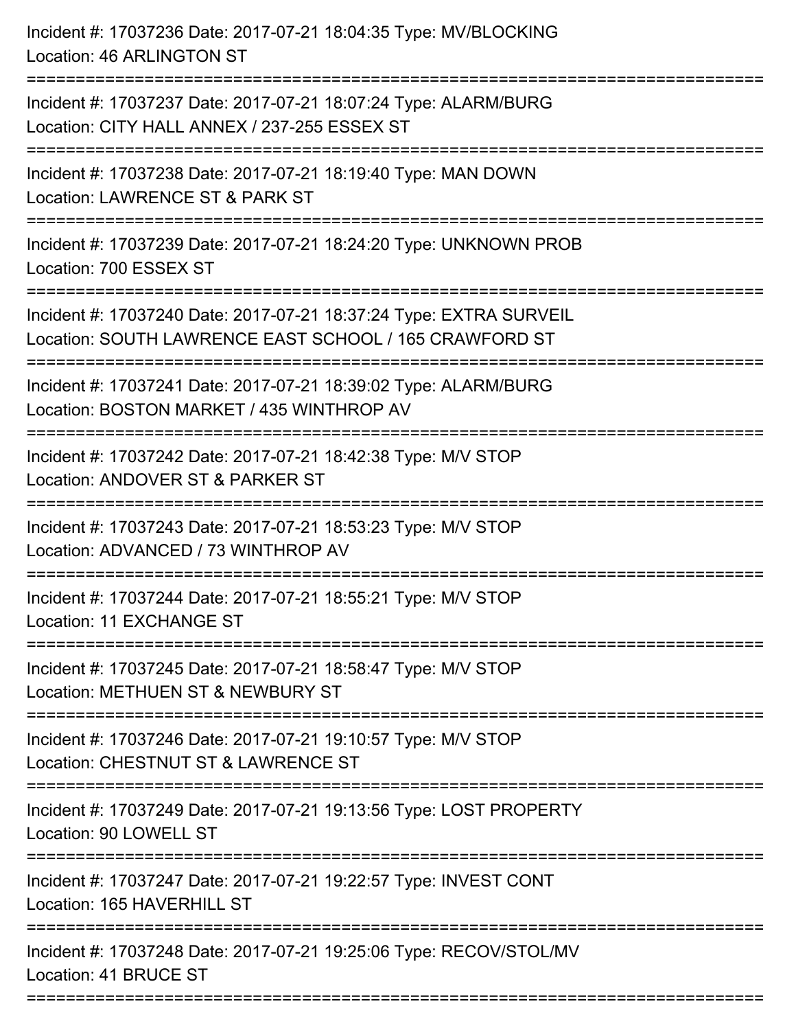Incident #: 17037236 Date: 2017-07-21 18:04:35 Type: MV/BLOCKING
Location: 46 ARLINGTON ST

===========================================================================

Incident #: 17037237 Date: 2017-07-21 18:07:24 Type: ALARM/BURG
Location: CITY HALL ANNEX / 237-255 ESSEX ST

===========================================================================

Incident #: 17037238 Date: 2017-07-21 18:19:40 Type: MAN DOWN
Location: LAWRENCE ST & PARK ST

===========================================================================

Incident #: 17037239 Date: 2017-07-21 18:24:20 Type: UNKNOWN PROB
Location: 700 ESSEX ST

===========================================================================

Incident #: 17037240 Date: 2017-07-21 18:37:24 Type: EXTRA SURVEIL
Location: SOUTH LAWRENCE EAST SCHOOL / 165 CRAWFORD ST

===========================================================================

Incident #: 17037241 Date: 2017-07-21 18:39:02 Type: ALARM/BURG
Location: BOSTON MARKET / 435 WINTHROP AV

===========================================================================

Incident #: 17037242 Date: 2017-07-21 18:42:38 Type: M/V STOP
Location: ANDOVER ST & PARKER ST

===========================================================================

Incident #: 17037243 Date: 2017-07-21 18:53:23 Type: M/V STOP
Location: ADVANCED / 73 WINTHROP AV

===========================================================================

Incident #: 17037244 Date: 2017-07-21 18:55:21 Type: M/V STOP
Location: 11 EXCHANGE ST

===========================================================================

Incident #: 17037245 Date: 2017-07-21 18:58:47 Type: M/V STOP
Location: METHUEN ST & NEWBURY ST

===========================================================================

Incident #: 17037246 Date: 2017-07-21 19:10:57 Type: M/V STOP
Location: CHESTNUT ST & LAWRENCE ST

===========================================================================

Incident #: 17037249 Date: 2017-07-21 19:13:56 Type: LOST PROPERTY
Location: 90 LOWELL ST

===========================================================================

Incident #: 17037247 Date: 2017-07-21 19:22:57 Type: INVEST CONT
Location: 165 HAVERHILL ST

===========================================================================

Incident #: 17037248 Date: 2017-07-21 19:25:06 Type: RECOV/STOL/MV
Location: 41 BRUCE ST

===========================================================================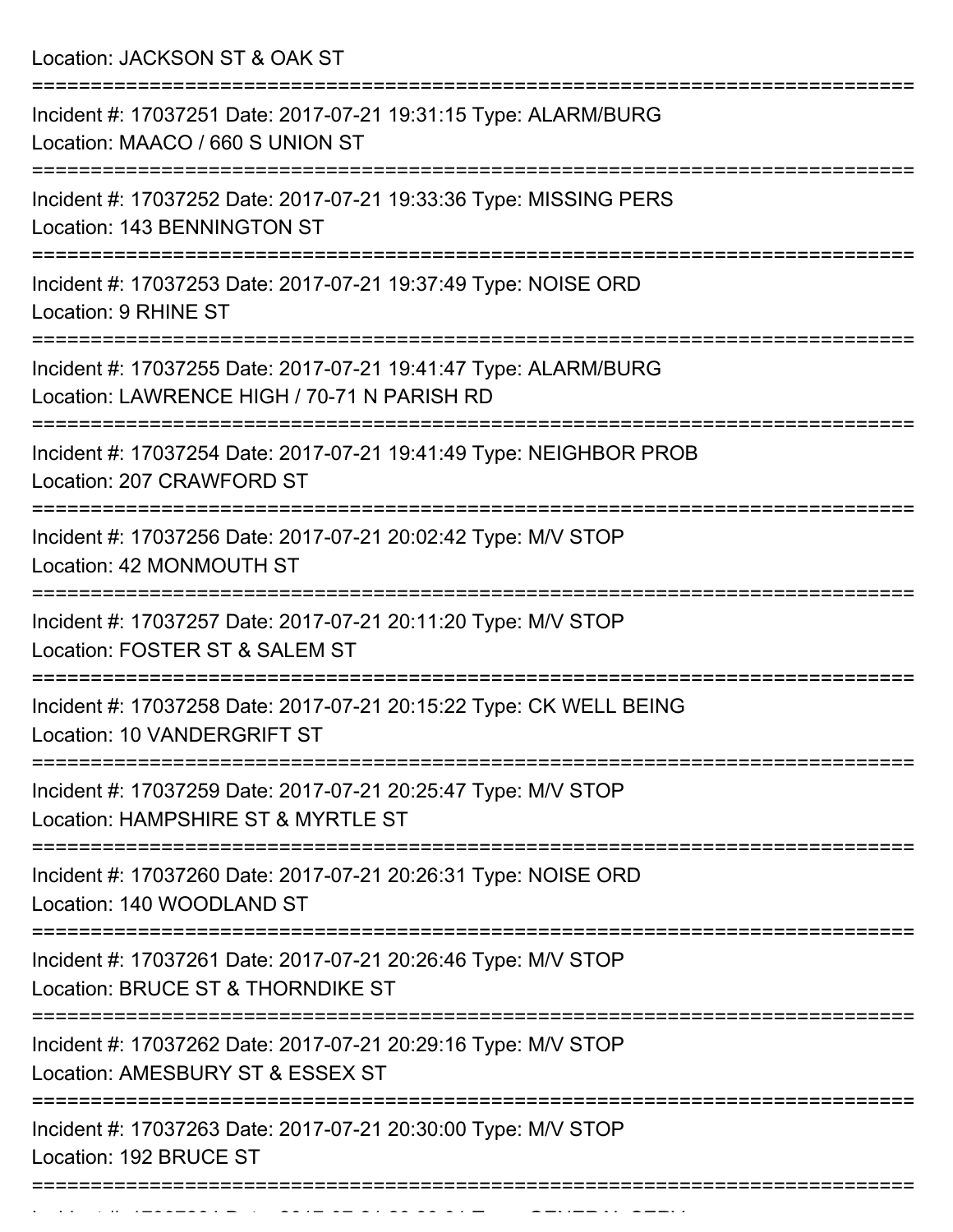Location: JACKSON ST & OAK ST

===========================================================================

Incident #: 17037251 Date: 2017-07-21 19:31:15 Type: ALARM/BURG
Location: MAACO / 660 S UNION ST

===========================================================================

Incident #: 17037252 Date: 2017-07-21 19:33:36 Type: MISSING PERS
Location: 143 BENNINGTON ST

===========================================================================

Incident #: 17037253 Date: 2017-07-21 19:37:49 Type: NOISE ORD
Location: 9 RHINE ST

===========================================================================

Incident #: 17037255 Date: 2017-07-21 19:41:47 Type: ALARM/BURG
Location: LAWRENCE HIGH / 70-71 N PARISH RD

===========================================================================

Incident #: 17037254 Date: 2017-07-21 19:41:49 Type: NEIGHBOR PROB
Location: 207 CRAWFORD ST

===========================================================================

Incident #: 17037256 Date: 2017-07-21 20:02:42 Type: M/V STOP
Location: 42 MONMOUTH ST

===========================================================================

Incident #: 17037257 Date: 2017-07-21 20:11:20 Type: M/V STOP
Location: FOSTER ST & SALEM ST

===========================================================================

Incident #: 17037258 Date: 2017-07-21 20:15:22 Type: CK WELL BEING
Location: 10 VANDERGRIFT ST

===========================================================================

Incident #: 17037259 Date: 2017-07-21 20:25:47 Type: M/V STOP
Location: HAMPSHIRE ST & MYRTLE ST

===========================================================================

Incident #: 17037260 Date: 2017-07-21 20:26:31 Type: NOISE ORD
Location: 140 WOODLAND ST

===========================================================================

Incident #: 17037261 Date: 2017-07-21 20:26:46 Type: M/V STOP
Location: BRUCE ST & THORNDIKE ST

===========================================================================

Incident #: 17037262 Date: 2017-07-21 20:29:16 Type: M/V STOP
Location: AMESBURY ST & ESSEX ST

===========================================================================

Incident #: 17037263 Date: 2017-07-21 20:30:00 Type: M/V STOP
Location: 192 BRUCE ST

===========================================================================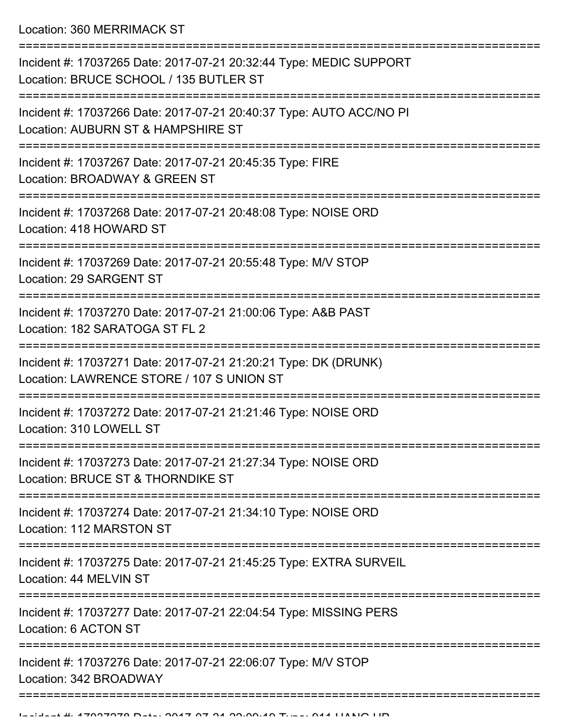Location: 360 MERRIMACK ST

===========================================================================

Incident #: 17037265 Date: 2017-07-21 20:32:44 Type: MEDIC SUPPORT
Location: BRUCE SCHOOL / 135 BUTLER ST

===========================================================================

Incident #: 17037266 Date: 2017-07-21 20:40:37 Type: AUTO ACC/NO PI
Location: AUBURN ST & HAMPSHIRE ST

===========================================================================

Incident #: 17037267 Date: 2017-07-21 20:45:35 Type: FIRE
Location: BROADWAY & GREEN ST

===========================================================================

Incident #: 17037268 Date: 2017-07-21 20:48:08 Type: NOISE ORD
Location: 418 HOWARD ST

===========================================================================

Incident #: 17037269 Date: 2017-07-21 20:55:48 Type: M/V STOP
Location: 29 SARGENT ST

===========================================================================

Incident #: 17037270 Date: 2017-07-21 21:00:06 Type: A&B PAST
Location: 182 SARATOGA ST FL 2

===========================================================================

Incident #: 17037271 Date: 2017-07-21 21:20:21 Type: DK (DRUNK)
Location: LAWRENCE STORE / 107 S UNION ST

===========================================================================

Incident #: 17037272 Date: 2017-07-21 21:21:46 Type: NOISE ORD
Location: 310 LOWELL ST

===========================================================================

Incident #: 17037273 Date: 2017-07-21 21:27:34 Type: NOISE ORD
Location: BRUCE ST & THORNDIKE ST

===========================================================================

Incident #: 17037274 Date: 2017-07-21 21:34:10 Type: NOISE ORD
Location: 112 MARSTON ST

===========================================================================

Incident #: 17037275 Date: 2017-07-21 21:45:25 Type: EXTRA SURVEIL
Location: 44 MELVIN ST

===========================================================================

Incident #: 17037277 Date: 2017-07-21 22:04:54 Type: MISSING PERS
Location: 6 ACTON ST

===========================================================================

Incident #: 17037276 Date: 2017-07-21 22:06:07 Type: M/V STOP
Location: 342 BROADWAY

===========================================================================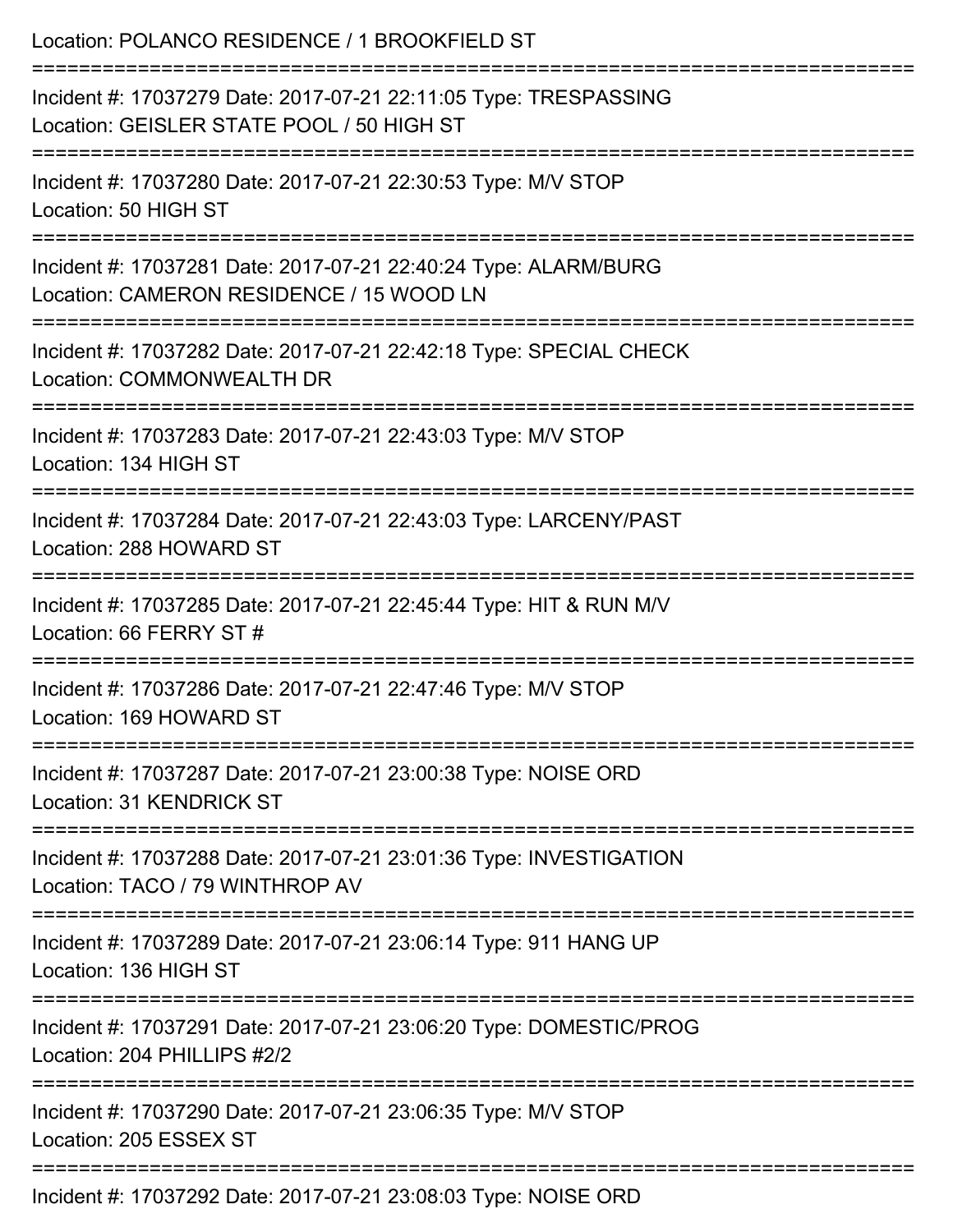Location: POLANCO RESIDENCE / 1 BROOKFIELD ST

===========================================================================

Incident #: 17037279 Date: 2017-07-21 22:11:05 Type: TRESPASSING
Location: GEISLER STATE POOL / 50 HIGH ST

===========================================================================

Incident #: 17037280 Date: 2017-07-21 22:30:53 Type: M/V STOP
Location: 50 HIGH ST

===========================================================================

Incident #: 17037281 Date: 2017-07-21 22:40:24 Type: ALARM/BURG
Location: CAMERON RESIDENCE / 15 WOOD LN

===========================================================================

Incident #: 17037282 Date: 2017-07-21 22:42:18 Type: SPECIAL CHECK
Location: COMMONWEALTH DR

===========================================================================

Incident #: 17037283 Date: 2017-07-21 22:43:03 Type: M/V STOP
Location: 134 HIGH ST

===========================================================================

Incident #: 17037284 Date: 2017-07-21 22:43:03 Type: LARCENY/PAST
Location: 288 HOWARD ST

===========================================================================

Incident #: 17037285 Date: 2017-07-21 22:45:44 Type: HIT & RUN M/V
Location: 66 FERRY ST #

===========================================================================

Incident #: 17037286 Date: 2017-07-21 22:47:46 Type: M/V STOP
Location: 169 HOWARD ST

===========================================================================

Incident #: 17037287 Date: 2017-07-21 23:00:38 Type: NOISE ORD
Location: 31 KENDRICK ST

===========================================================================

Incident #: 17037288 Date: 2017-07-21 23:01:36 Type: INVESTIGATION
Location: TACO / 79 WINTHROP AV

===========================================================================

Incident #: 17037289 Date: 2017-07-21 23:06:14 Type: 911 HANG UP
Location: 136 HIGH ST

===========================================================================

Incident #: 17037291 Date: 2017-07-21 23:06:20 Type: DOMESTIC/PROG
Location: 204 PHILLIPS #2/2

===========================================================================

Incident #: 17037290 Date: 2017-07-21 23:06:35 Type: M/V STOP
Location: 205 ESSEX ST

===========================================================================

Incident #: 17037292 Date: 2017-07-21 23:08:03 Type: NOISE ORD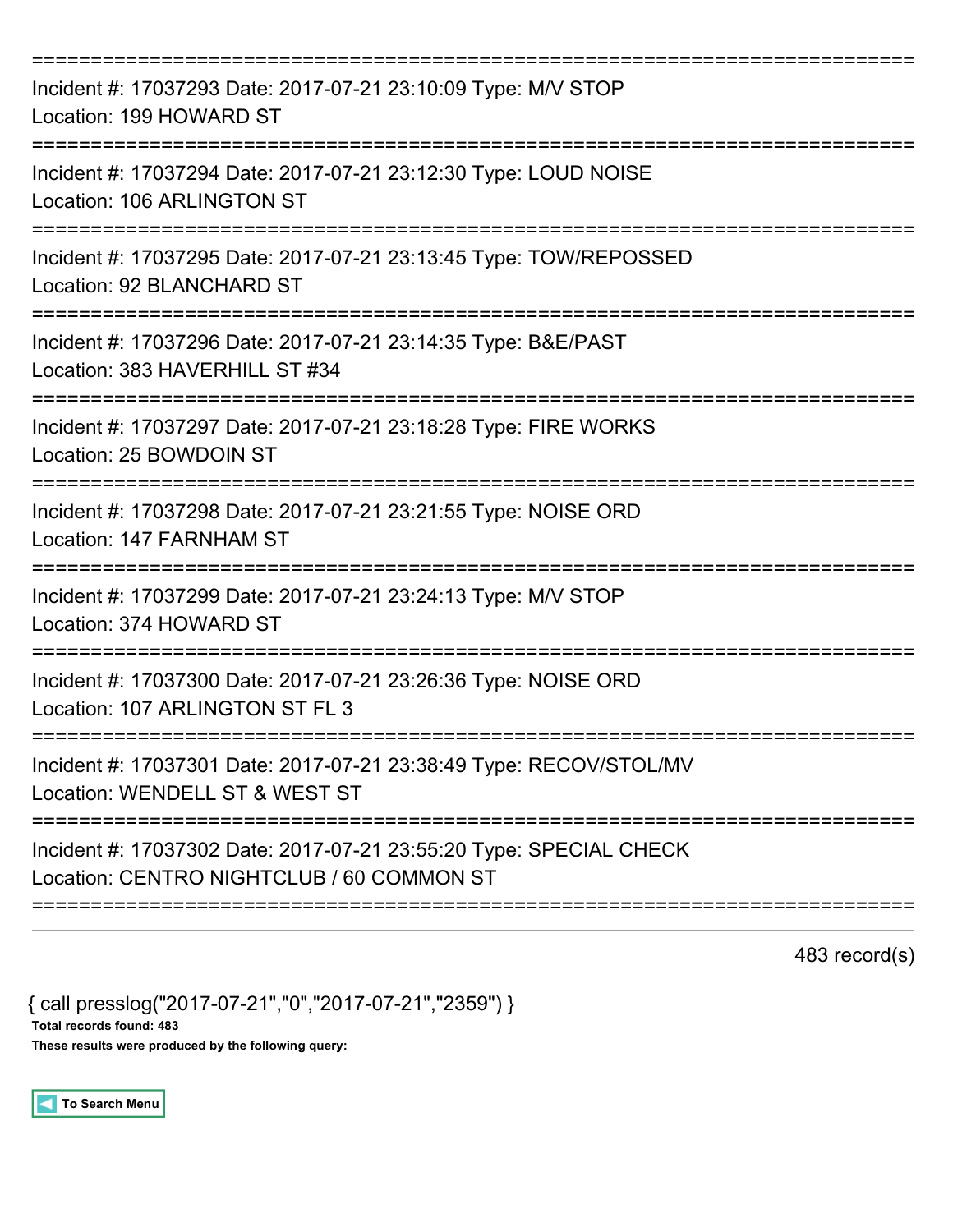===========================================================================

Incident #: 17037293 Date: 2017-07-21 23:10:09 Type: M/V STOP
Location: 199 HOWARD ST

===========================================================================

Incident #: 17037294 Date: 2017-07-21 23:12:30 Type: LOUD NOISE
Location: 106 ARLINGTON ST

===========================================================================

Incident #: 17037295 Date: 2017-07-21 23:13:45 Type: TOW/REPOSSED
Location: 92 BLANCHARD ST

===========================================================================

Incident #: 17037296 Date: 2017-07-21 23:14:35 Type: B&E/PAST
Location: 383 HAVERHILL ST #34

===========================================================================

Incident #: 17037297 Date: 2017-07-21 23:18:28 Type: FIRE WORKS
Location: 25 BOWDOIN ST

===========================================================================

Incident #: 17037298 Date: 2017-07-21 23:21:55 Type: NOISE ORD
Location: 147 FARNHAM ST

===========================================================================

Incident #: 17037299 Date: 2017-07-21 23:24:13 Type: M/V STOP
Location: 374 HOWARD ST

===========================================================================

Incident #: 17037300 Date: 2017-07-21 23:26:36 Type: NOISE ORD
Location: 107 ARLINGTON ST FL 3

===========================================================================

Incident #: 17037301 Date: 2017-07-21 23:38:49 Type: RECOV/STOL/MV
Location: WENDELL ST & WEST ST

===========================================================================

Incident #: 17037302 Date: 2017-07-21 23:55:20 Type: SPECIAL CHECK
Location: CENTRO NIGHTCLUB / 60 COMMON ST

===========================================================================

483 record(s)

{ call presslog("2017-07-21","0","2017-07-21","2359") }

**Total records found: 483**

**These results were produced by the following query:**

To Search Menu